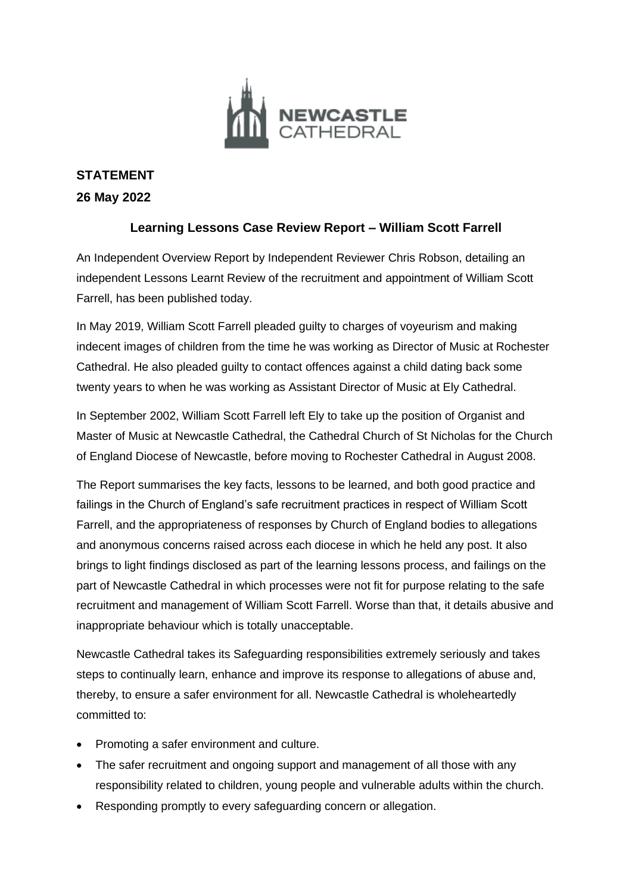NEWCASTLE CATHEDRAL

**STATEMENT**

**26 May 2022**

## Learning Lessons Case Review Report – William Scott Farrell

An Independent Overview Report by Independent Reviewer Chris Robson, detailing an independent Lessons Learnt Review of the recruitment and appointment of William Scott Farrell, has been published today.

In May 2019, William Scott Farrell pleaded guilty to charges of voyeurism and making indecent images of children from the time he was working as Director of Music at Rochester Cathedral. He also pleaded guilty to contact offences against a child dating back some twenty years to when he was working as Assistant Director of Music at Ely Cathedral.

In September 2002, William Scott Farrell left Ely to take up the position of Organist and Master of Music at Newcastle Cathedral, the Cathedral Church of St Nicholas for the Church of England Diocese of Newcastle, before moving to Rochester Cathedral in August 2008.

The Report summarises the key facts, lessons to be learned, and both good practice and failings in the Church of England's safe recruitment practices in respect of William Scott Farrell, and the appropriateness of responses by Church of England bodies to allegations and anonymous concerns raised across each diocese in which he held any post. It also brings to light findings disclosed as part of the learning lessons process, and failings on the part of Newcastle Cathedral in which processes were not fit for purpose relating to the safe recruitment and management of William Scott Farrell. Worse than that, it details abusive and inappropriate behaviour which is totally unacceptable.

Newcastle Cathedral takes its Safeguarding responsibilities extremely seriously and takes steps to continually learn, enhance and improve its response to allegations of abuse and, thereby, to ensure a safer environment for all. Newcastle Cathedral is wholeheartedly committed to:

- Promoting a safer environment and culture.
- The safer recruitment and ongoing support and management of all those with any responsibility related to children, young people and vulnerable adults within the church.
- Responding promptly to every safeguarding concern or allegation.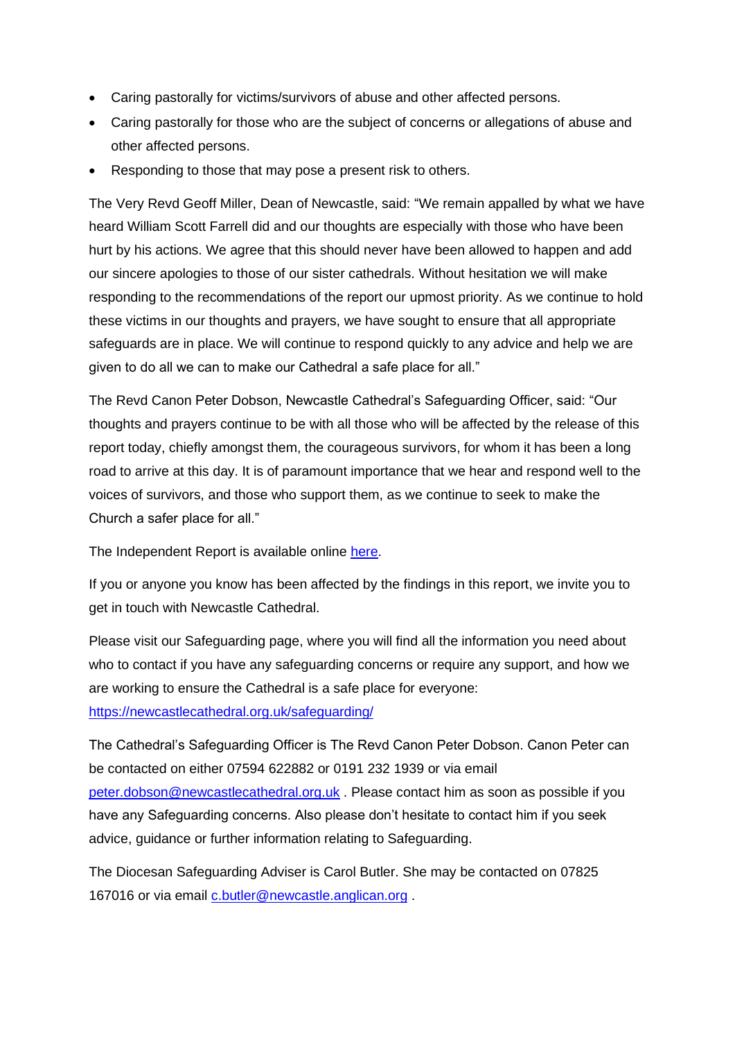- Caring pastorally for victims/survivors of abuse and other affected persons.
- Caring pastorally for those who are the subject of concerns or allegations of abuse and other affected persons.
- Responding to those that may pose a present risk to others.

The Very Revd Geoff Miller, Dean of Newcastle, said: "We remain appalled by what we have heard William Scott Farrell did and our thoughts are especially with those who have been hurt by his actions. We agree that this should never have been allowed to happen and add our sincere apologies to those of our sister cathedrals. Without hesitation we will make responding to the recommendations of the report our upmost priority. As we continue to hold these victims in our thoughts and prayers, we have sought to ensure that all appropriate safeguards are in place. We will continue to respond quickly to any advice and help we are given to do all we can to make our Cathedral a safe place for all."

The Revd Canon Peter Dobson, Newcastle Cathedral's Safeguarding Officer, said: "Our thoughts and prayers continue to be with all those who will be affected by the release of this report today, chiefly amongst them, the courageous survivors, for whom it has been a long road to arrive at this day. It is of paramount importance that we hear and respond well to the voices of survivors, and those who support them, as we continue to seek to make the Church a safer place for all."

The Independent Report is available online here.

If you or anyone you know has been affected by the findings in this report, we invite you to get in touch with Newcastle Cathedral.

Please visit our Safeguarding page, where you will find all the information you need about who to contact if you have any safeguarding concerns or require any support, and how we are working to ensure the Cathedral is a safe place for everyone: https://newcastlecathedral.org.uk/safeguarding/

The Cathedral's Safeguarding Officer is The Revd Canon Peter Dobson. Canon Peter can be contacted on either 07594 622882 or 0191 232 1939 or via email peter.dobson@newcastlecathedral.org.uk . Please contact him as soon as possible if you have any Safeguarding concerns. Also please don't hesitate to contact him if you seek advice, guidance or further information relating to Safeguarding.

The Diocesan Safeguarding Adviser is Carol Butler. She may be contacted on 07825 167016 or via email c.butler@newcastle.anglican.org .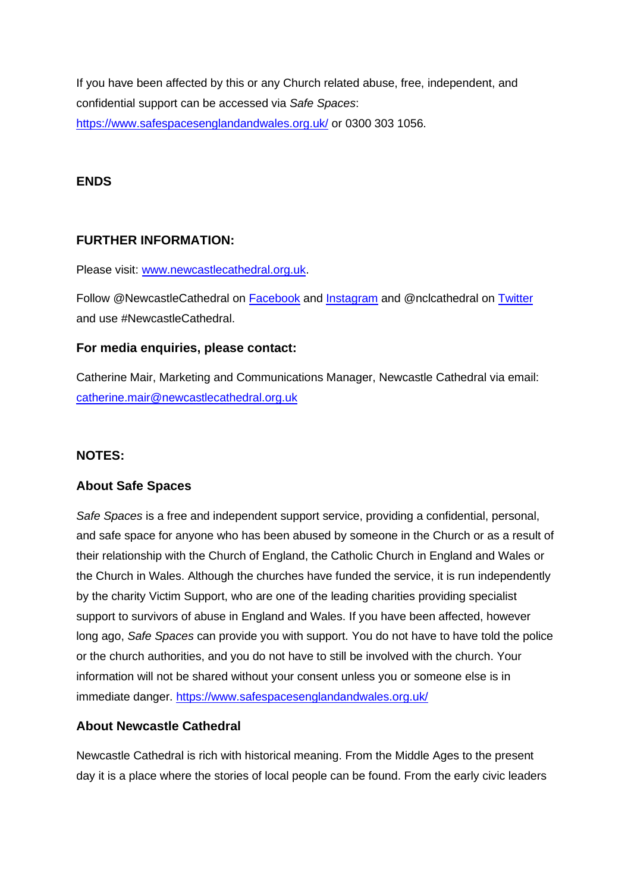If you have been affected by this or any Church related abuse, free, independent, and confidential support can be accessed via *Safe Spaces*: [https://www.safespacesenglandandwales.org.uk/](https://www.safespacesenglandandwales.org.uk/) or 0300 303 1056.

**ENDS**

**FURTHER INFORMATION:**

Please visit: [www.newcastlecathedral.org.uk](http://www.newcastlecathedral.org.uk).

Follow @NewcastleCathedral on [Facebook](#) and [Instagram](#) and @nclcathedral on [Twitter](#) and use #NewcastleCathedral.

### For media enquiries, please contact:

Catherine Mair, Marketing and Communications Manager, Newcastle Cathedral via email: [catherine.mair@newcastlecathedral.org.uk](mailto:catherine.mair@newcastlecathedral.org.uk)

**NOTES:**

### About Safe Spaces

*Safe Spaces* is a free and independent support service, providing a confidential, personal, and safe space for anyone who has been abused by someone in the Church or as a result of their relationship with the Church of England, the Catholic Church in England and Wales or the Church in Wales. Although the churches have funded the service, it is run independently by the charity Victim Support, who are one of the leading charities providing specialist support to survivors of abuse in England and Wales. If you have been affected, however long ago, *Safe Spaces* can provide you with support. You do not have to have told the police or the church authorities, and you do not have to still be involved with the church. Your information will not be shared without your consent unless you or someone else is in immediate danger. [https://www.safespacesenglandandwales.org.uk/](https://www.safespacesenglandandwales.org.uk/)

### About Newcastle Cathedral

Newcastle Cathedral is rich with historical meaning. From the Middle Ages to the present day it is a place where the stories of local people can be found. From the early civic leaders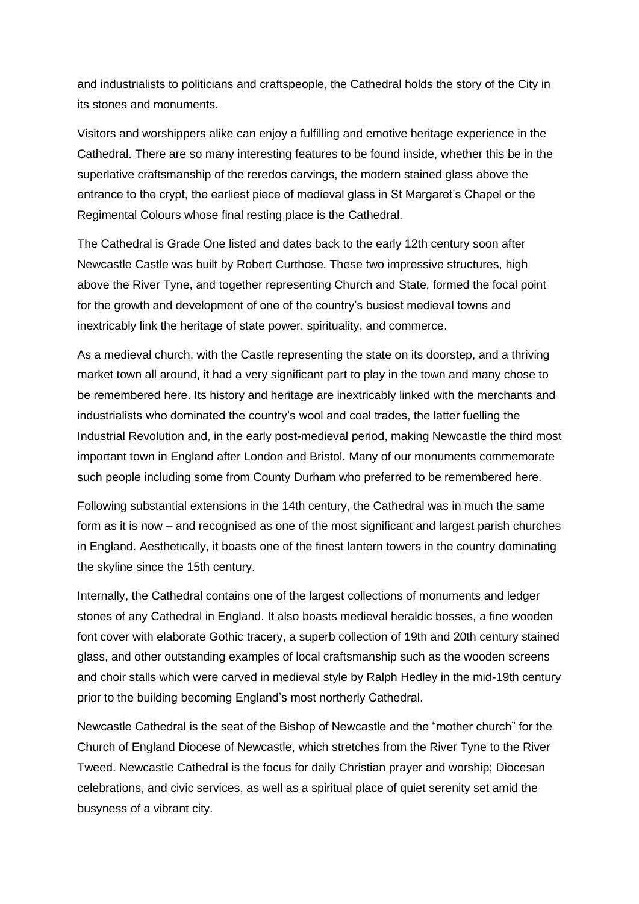and industrialists to politicians and craftspeople, the Cathedral holds the story of the City in its stones and monuments.

Visitors and worshippers alike can enjoy a fulfilling and emotive heritage experience in the Cathedral. There are so many interesting features to be found inside, whether this be in the superlative craftsmanship of the reredos carvings, the modern stained glass above the entrance to the crypt, the earliest piece of medieval glass in St Margaret's Chapel or the Regimental Colours whose final resting place is the Cathedral.

The Cathedral is Grade One listed and dates back to the early 12th century soon after Newcastle Castle was built by Robert Curthose. These two impressive structures, high above the River Tyne, and together representing Church and State, formed the focal point for the growth and development of one of the country's busiest medieval towns and inextricably link the heritage of state power, spirituality, and commerce.

As a medieval church, with the Castle representing the state on its doorstep, and a thriving market town all around, it had a very significant part to play in the town and many chose to be remembered here. Its history and heritage are inextricably linked with the merchants and industrialists who dominated the country's wool and coal trades, the latter fuelling the Industrial Revolution and, in the early post-medieval period, making Newcastle the third most important town in England after London and Bristol. Many of our monuments commemorate such people including some from County Durham who preferred to be remembered here.

Following substantial extensions in the 14th century, the Cathedral was in much the same form as it is now – and recognised as one of the most significant and largest parish churches in England. Aesthetically, it boasts one of the finest lantern towers in the country dominating the skyline since the 15th century.

Internally, the Cathedral contains one of the largest collections of monuments and ledger stones of any Cathedral in England. It also boasts medieval heraldic bosses, a fine wooden font cover with elaborate Gothic tracery, a superb collection of 19th and 20th century stained glass, and other outstanding examples of local craftsmanship such as the wooden screens and choir stalls which were carved in medieval style by Ralph Hedley in the mid-19th century prior to the building becoming England's most northerly Cathedral.

Newcastle Cathedral is the seat of the Bishop of Newcastle and the "mother church" for the Church of England Diocese of Newcastle, which stretches from the River Tyne to the River Tweed. Newcastle Cathedral is the focus for daily Christian prayer and worship; Diocesan celebrations, and civic services, as well as a spiritual place of quiet serenity set amid the busyness of a vibrant city.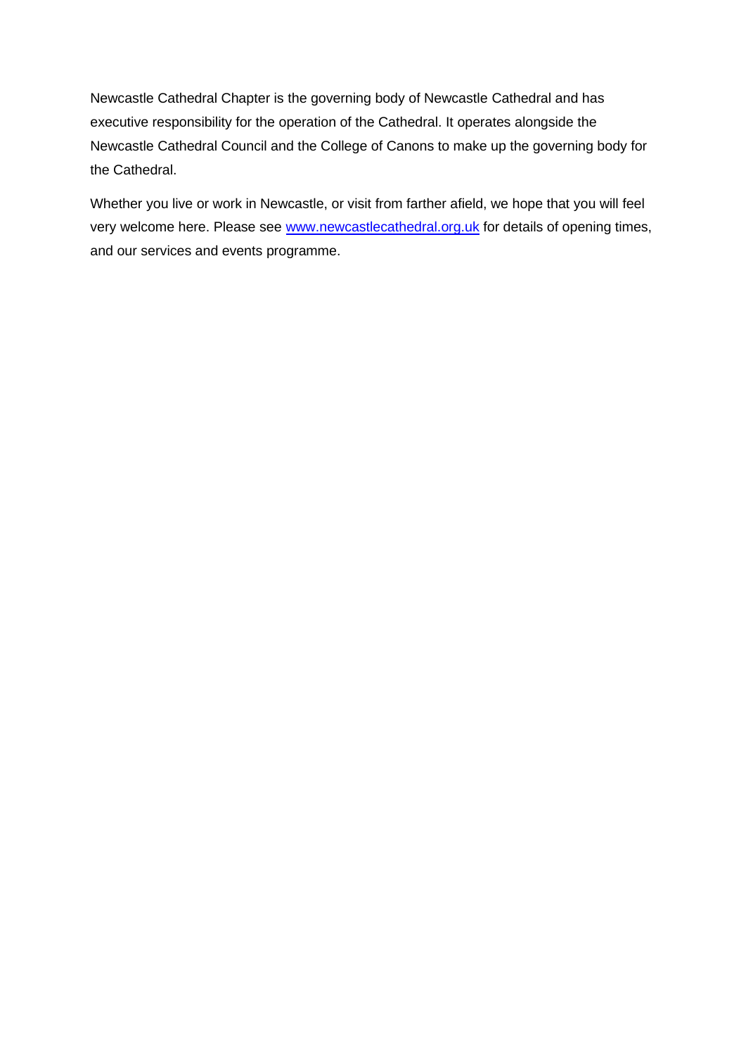Newcastle Cathedral Chapter is the governing body of Newcastle Cathedral and has executive responsibility for the operation of the Cathedral. It operates alongside the Newcastle Cathedral Council and the College of Canons to make up the governing body for the Cathedral.

Whether you live or work in Newcastle, or visit from farther afield, we hope that you will feel very welcome here. Please see [www.newcastlecathedral.org.uk](http://www.newcastlecathedral.org.uk) for details of opening times, and our services and events programme.